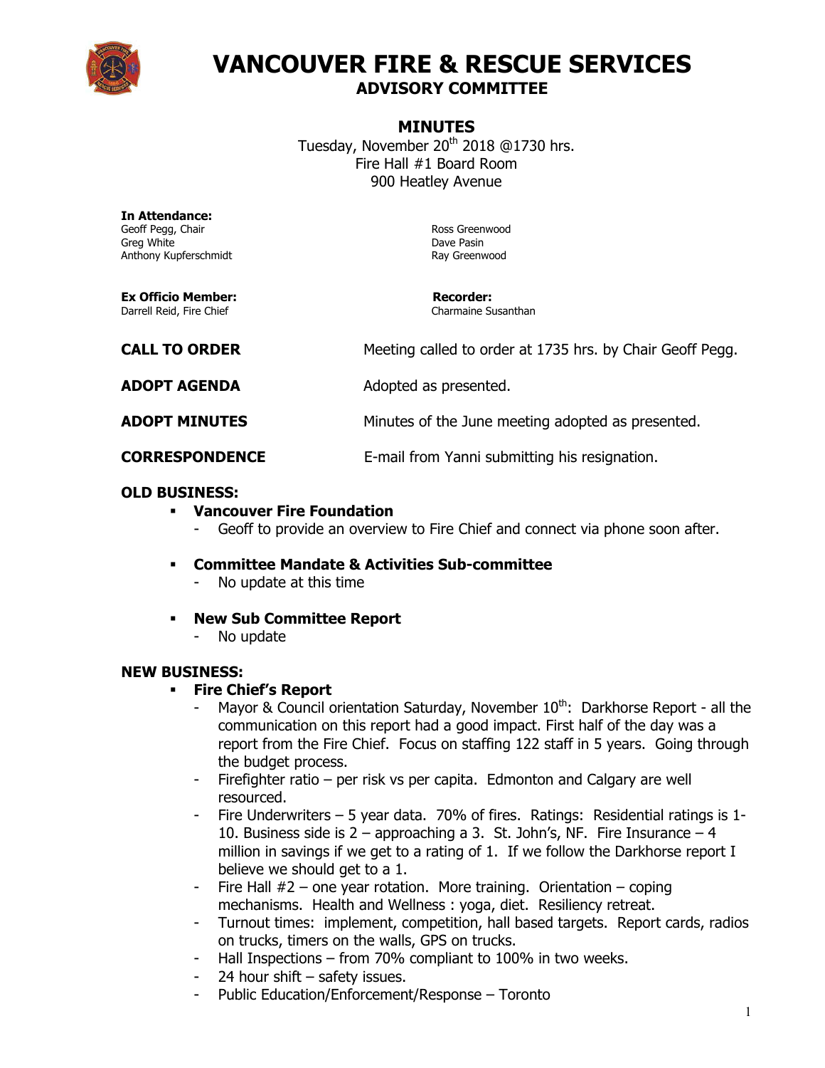# VANCOUVER FIRE & RESCUE SERVICES
## ADVISORY COMMITTEE

### MINUTES

Tuesday, November 20th 2018 @1730 hrs.
Fire Hall #1 Board Room
900 Heatley Avenue

**In Attendance:**
Geoff Pegg, Chair
Greg White
Anthony Kupferschmidt
Ross Greenwood
Dave Pasin
Ray Greenwood

**Ex Officio Member:**
Darrell Reid, Fire Chief

**Recorder:**
Charmaine Susanthan

**CALL TO ORDER** — Meeting called to order at 1735 hrs. by Chair Geoff Pegg.

**ADOPT AGENDA** — Adopted as presented.

**ADOPT MINUTES** — Minutes of the June meeting adopted as presented.

**CORRESPONDENCE** — E-mail from Yanni submitting his resignation.

**OLD BUSINESS:**

- **Vancouver Fire Foundation**
  - Geoff to provide an overview to Fire Chief and connect via phone soon after.
- **Committee Mandate & Activities Sub-committee**
  - No update at this time
- **New Sub Committee Report**
  - No update

**NEW BUSINESS:**

- **Fire Chief's Report**
  - Mayor & Council orientation Saturday, November 10th: Darkhorse Report - all the communication on this report had a good impact. First half of the day was a report from the Fire Chief. Focus on staffing 122 staff in 5 years. Going through the budget process.
  - Firefighter ratio – per risk vs per capita. Edmonton and Calgary are well resourced.
  - Fire Underwriters – 5 year data. 70% of fires. Ratings: Residential ratings is 1-10. Business side is 2 – approaching a 3. St. John's, NF. Fire Insurance – 4 million in savings if we get to a rating of 1. If we follow the Darkhorse report I believe we should get to a 1.
  - Fire Hall #2 – one year rotation. More training. Orientation – coping mechanisms. Health and Wellness : yoga, diet. Resiliency retreat.
  - Turnout times: implement, competition, hall based targets. Report cards, radios on trucks, timers on the walls, GPS on trucks.
  - Hall Inspections – from 70% compliant to 100% in two weeks.
  - 24 hour shift – safety issues.
  - Public Education/Enforcement/Response – Toronto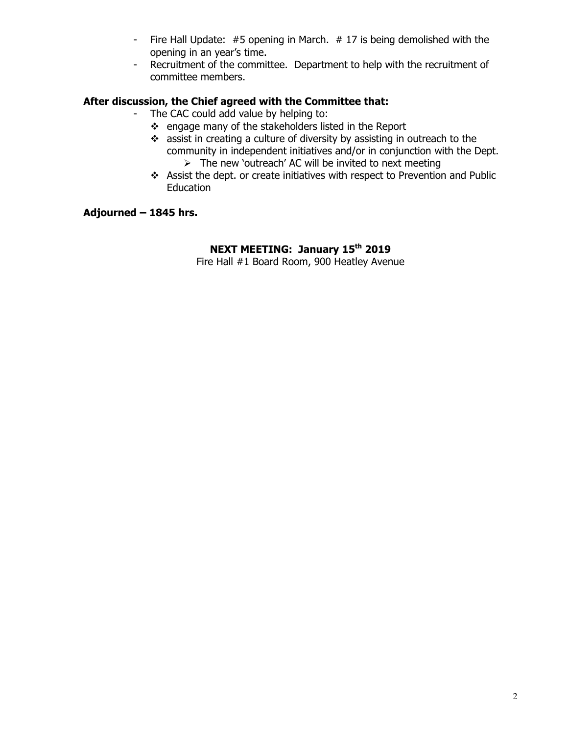- Fire Hall Update: #5 opening in March. # 17 is being demolished with the opening in an year's time.
- Recruitment of the committee. Department to help with the recruitment of committee members.

**After discussion, the Chief agreed with the Committee that:**

- The CAC could add value by helping to:
  - engage many of the stakeholders listed in the Report
  - assist in creating a culture of diversity by assisting in outreach to the community in independent initiatives and/or in conjunction with the Dept.
    - The new 'outreach' AC will be invited to next meeting
  - Assist the dept. or create initiatives with respect to Prevention and Public Education

**Adjourned – 1845 hrs.**

**NEXT MEETING: January 15th 2019**

Fire Hall #1 Board Room, 900 Heatley Avenue